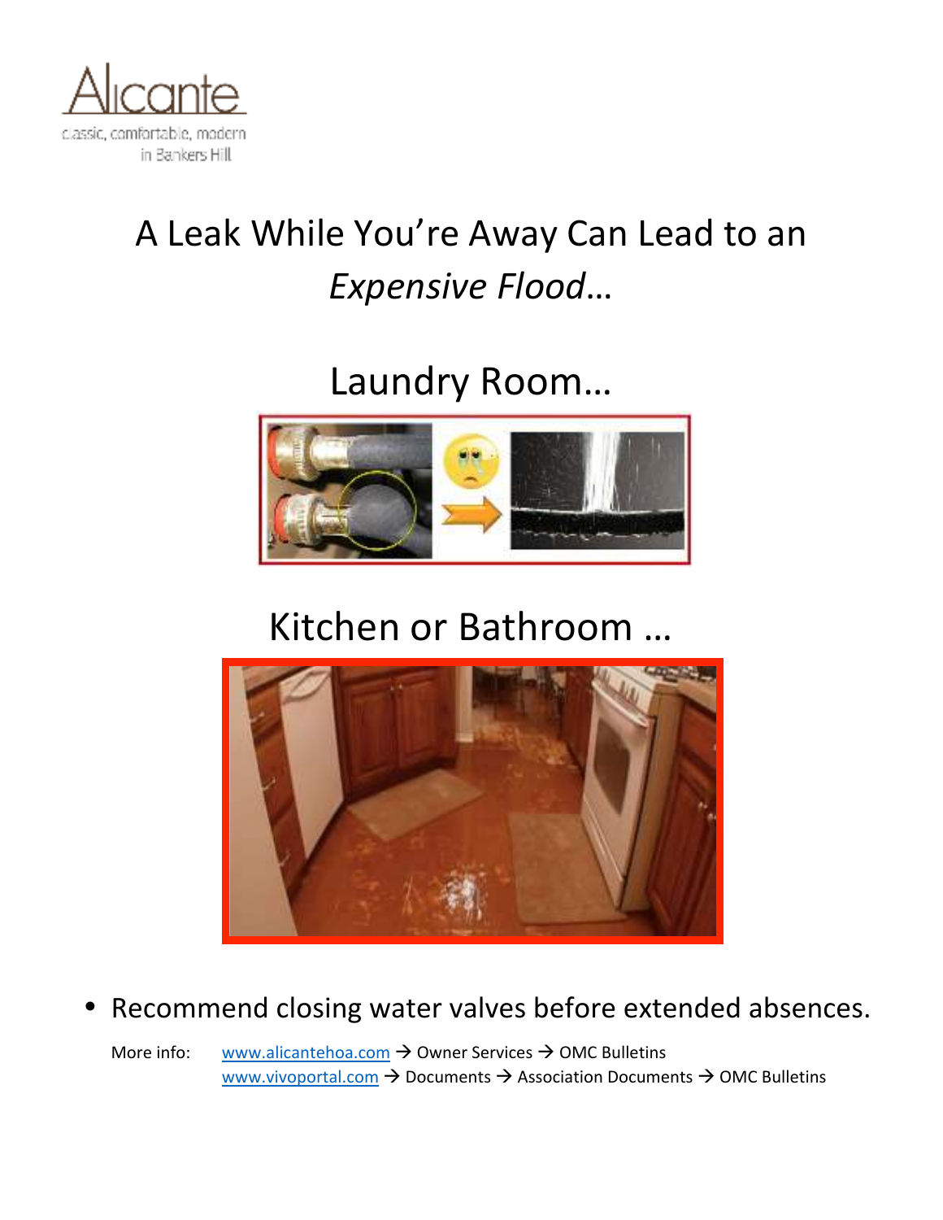Alicante
classic, comfortable, modern
in Bankers Hill

# A Leak While You're Away Can Lead to an *Expensive Flood*…

## Laundry Room…

## Kitchen or Bathroom …

- Recommend closing water valves before extended absences.

More info: [www.alicantehoa.com](http://www.alicantehoa.com) → Owner Services → OMC Bulletins
[www.vivoportal.com](http://www.vivoportal.com) → Documents → Association Documents → OMC Bulletins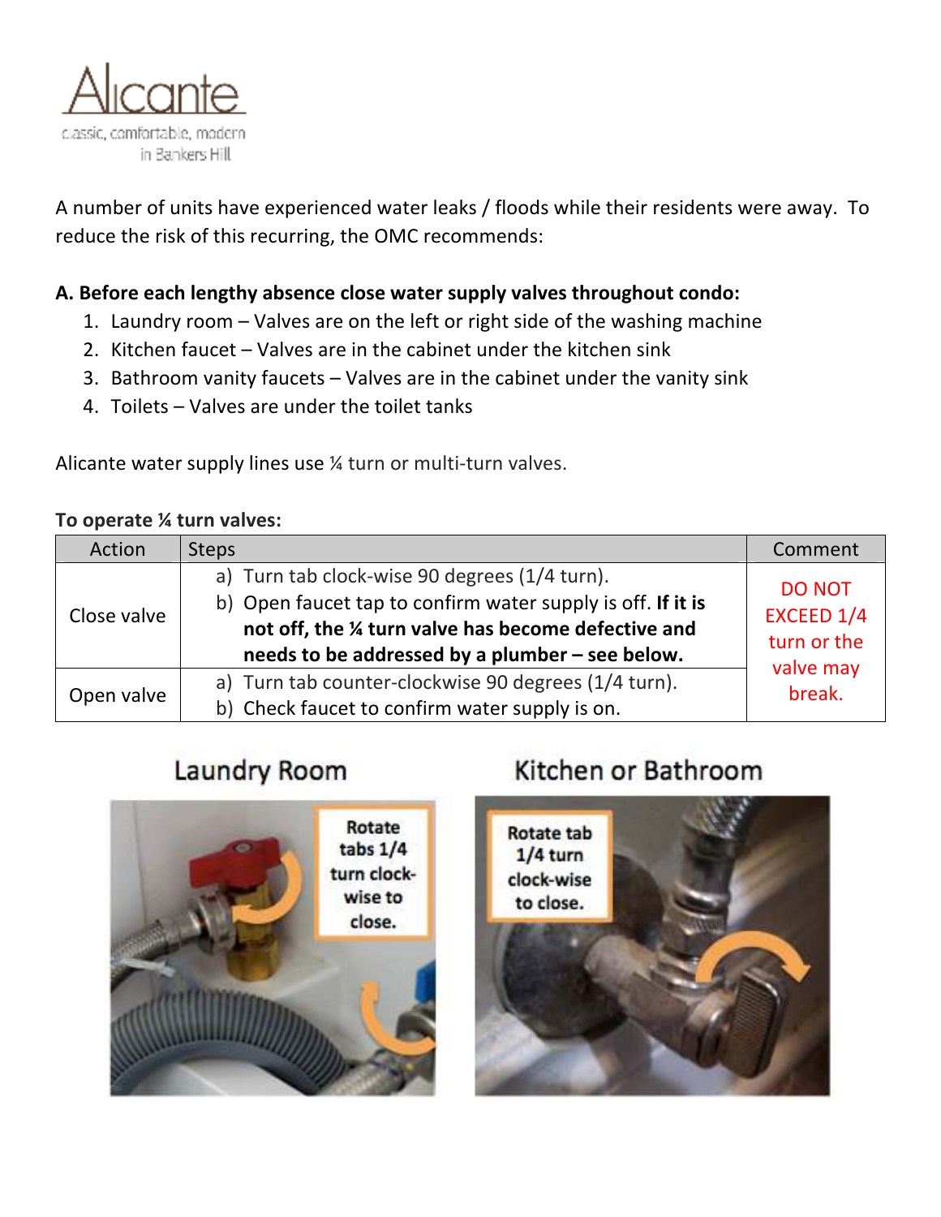Alicante

classic, comfortable, modern in Bankers Hill

A number of units have experienced water leaks / floods while their residents were away. To reduce the risk of this recurring, the OMC recommends:

**A. Before each lengthy absence close water supply valves throughout condo:**

1. Laundry room – Valves are on the left or right side of the washing machine
2. Kitchen faucet – Valves are in the cabinet under the kitchen sink
3. Bathroom vanity faucets – Valves are in the cabinet under the vanity sink
4. Toilets – Valves are under the toilet tanks

Alicante water supply lines use ¼ turn or multi-turn valves.

**To operate ¼ turn valves:**

| Action | Steps | Comment |
|---|---|---|
| Close valve | a) Turn tab clock-wise 90 degrees (1/4 turn).<br>b) Open faucet tap to confirm water supply is off. **If it is not off, the ¼ turn valve has become defective and needs to be addressed by a plumber – see below.** | DO NOT EXCEED 1/4 turn or the valve may break. |
| Open valve | a) Turn tab counter-clockwise 90 degrees (1/4 turn).<br>b) Check faucet to confirm water supply is on. | |

Laundry Room

Rotate tabs 1/4 turn clock-wise to close.

Kitchen or Bathroom

Rotate tab 1/4 turn clock-wise to close.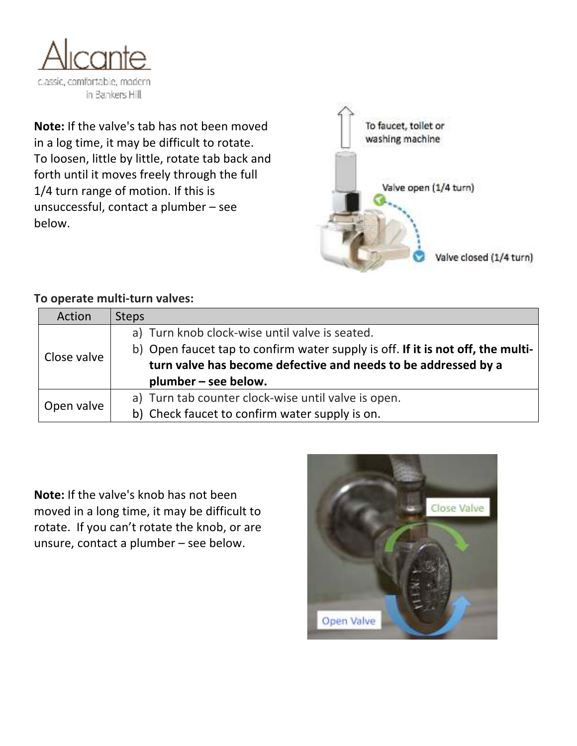Alicante

classic, comfortable, modern in Bankers Hill

**Note:** If the valve's tab has not been moved in a log time, it may be difficult to rotate. To loosen, little by little, rotate tab back and forth until it moves freely through the full 1/4 turn range of motion. If this is unsuccessful, contact a plumber – see below.

To faucet, toilet or washing machine

Valve open (1/4 turn)

Valve closed (1/4 turn)

**To operate multi-turn valves:**

| Action | Steps |
| --- | --- |
| Close valve | a) Turn knob clock-wise until valve is seated.<br>b) Open faucet tap to confirm water supply is off. **If it is not off, the multi-turn valve has become defective and needs to be addressed by a plumber – see below.** |
| Open valve | a) Turn tab counter clock-wise until valve is open.<br>b) Check faucet to confirm water supply is on. |

**Note:** If the valve's knob has not been moved in a long time, it may be difficult to rotate. If you can't rotate the knob, or are unsure, contact a plumber – see below.

Close Valve

Open Valve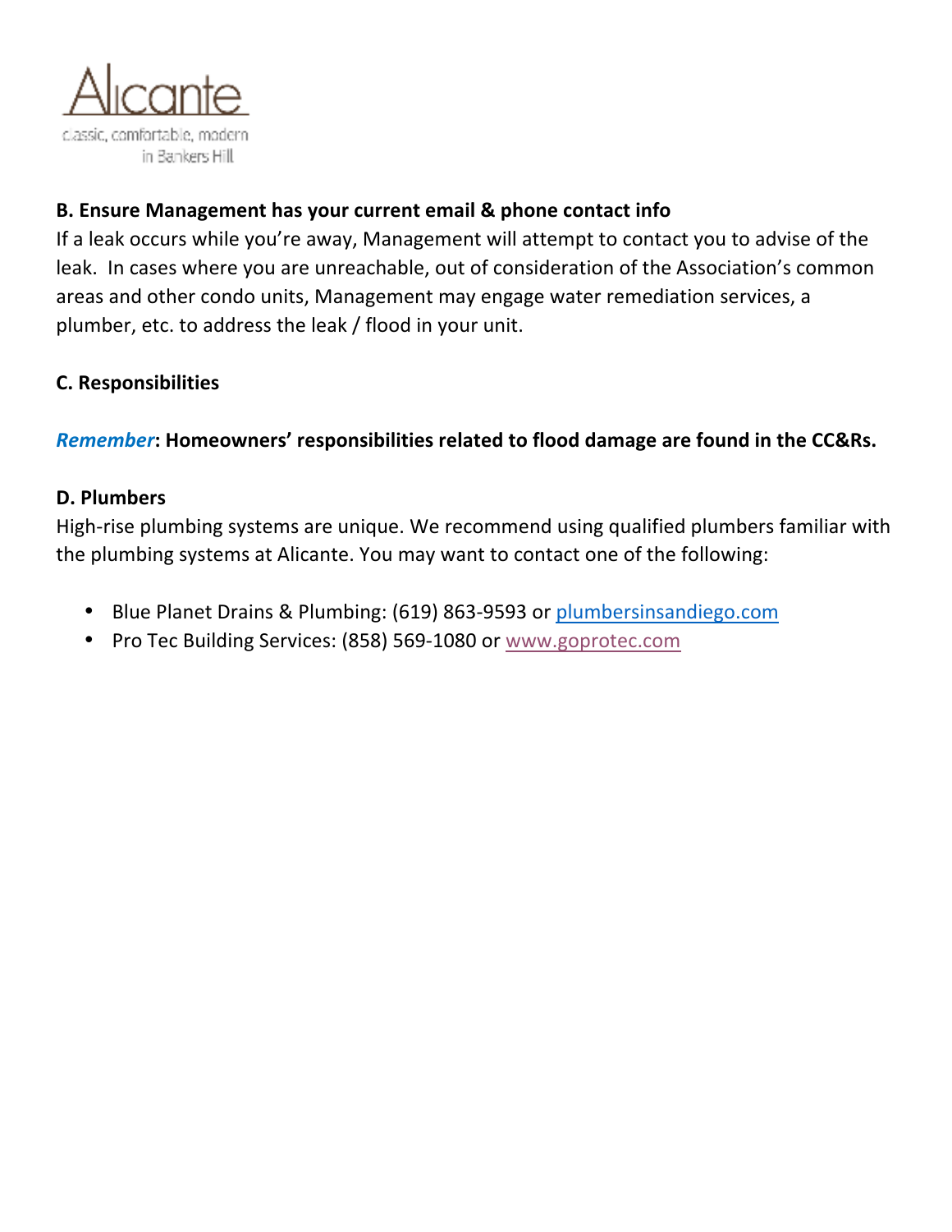Alicante

classic, comfortable, modern in Bankers Hill

**B. Ensure Management has your current email & phone contact info**

If a leak occurs while you're away, Management will attempt to contact you to advise of the leak. In cases where you are unreachable, out of consideration of the Association's common areas and other condo units, Management may engage water remediation services, a plumber, etc. to address the leak / flood in your unit.

**C. Responsibilities**

***Remember*: Homeowners' responsibilities related to flood damage are found in the CC&Rs.**

**D. Plumbers**

High-rise plumbing systems are unique. We recommend using qualified plumbers familiar with the plumbing systems at Alicante. You may want to contact one of the following:

- Blue Planet Drains & Plumbing: (619) 863-9593 or plumbersinsandiego.com
- Pro Tec Building Services: (858) 569-1080 or www.goprotec.com